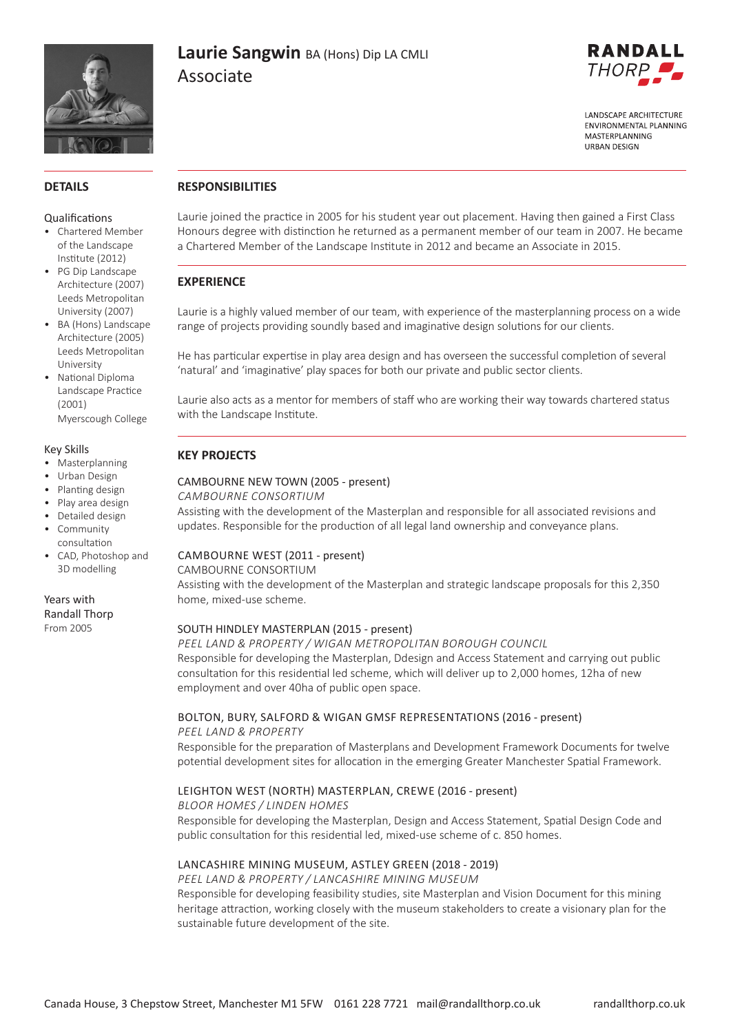# Laurie Sangwin BA (Hons) Dip LA CMLI
Associate

RANDALL THORP

LANDSCAPE ARCHITECTURE
ENVIRONMENTAL PLANNING
MASTERPLANNING
URBAN DESIGN

## DETAILS

Qualifications

- Chartered Member of the Landscape Institute (2012)
- PG Dip Landscape Architecture (2007) Leeds Metropolitan University (2007)
- BA (Hons) Landscape Architecture (2005) Leeds Metropolitan University
- National Diploma Landscape Practice (2001) Myerscough College

Key Skills

- Masterplanning
- Urban Design
- Planting design
- Play area design
- Detailed design
- Community consultation
- CAD, Photoshop and 3D modelling

Years with Randall Thorp
From 2005

## RESPONSIBILITIES

Laurie joined the practice in 2005 for his student year out placement. Having then gained a First Class Honours degree with distinction he returned as a permanent member of our team in 2007. He became a Chartered Member of the Landscape Institute in 2012 and became an Associate in 2015.

## EXPERIENCE

Laurie is a highly valued member of our team, with experience of the masterplanning process on a wide range of projects providing soundly based and imaginative design solutions for our clients.

He has particular expertise in play area design and has overseen the successful completion of several 'natural' and 'imaginative' play spaces for both our private and public sector clients.

Laurie also acts as a mentor for members of staff who are working their way towards chartered status with the Landscape Institute.

## KEY PROJECTS

CAMBOURNE NEW TOWN (2005 - present)
*CAMBOURNE CONSORTIUM*
Assisting with the development of the Masterplan and responsible for all associated revisions and updates. Responsible for the production of all legal land ownership and conveyance plans.

CAMBOURNE WEST (2011 - present)
CAMBOURNE CONSORTIUM
Assisting with the development of the Masterplan and strategic landscape proposals for this 2,350 home, mixed-use scheme.

SOUTH HINDLEY MASTERPLAN (2015 - present)
*PEEL LAND & PROPERTY / WIGAN METROPOLITAN BOROUGH COUNCIL*
Responsible for developing the Masterplan, Ddesign and Access Statement and carrying out public consultation for this residential led scheme, which will deliver up to 2,000 homes, 12ha of new employment and over 40ha of public open space.

BOLTON, BURY, SALFORD & WIGAN GMSF REPRESENTATIONS (2016 - present)
*PEEL LAND & PROPERTY*
Responsible for the preparation of Masterplans and Development Framework Documents for twelve potential development sites for allocation in the emerging Greater Manchester Spatial Framework.

LEIGHTON WEST (NORTH) MASTERPLAN, CREWE (2016 - present)
*BLOOR HOMES / LINDEN HOMES*
Responsible for developing the Masterplan, Design and Access Statement, Spatial Design Code and public consultation for this residential led, mixed-use scheme of c. 850 homes.

LANCASHIRE MINING MUSEUM, ASTLEY GREEN (2018 - 2019)
*PEEL LAND & PROPERTY / LANCASHIRE MINING MUSEUM*
Responsible for developing feasibility studies, site Masterplan and Vision Document for this mining heritage attraction, working closely with the museum stakeholders to create a visionary plan for the sustainable future development of the site.

Canada House, 3 Chepstow Street, Manchester M1 5FW 0161 228 7721 mail@randallthorp.co.uk randallthorp.co.uk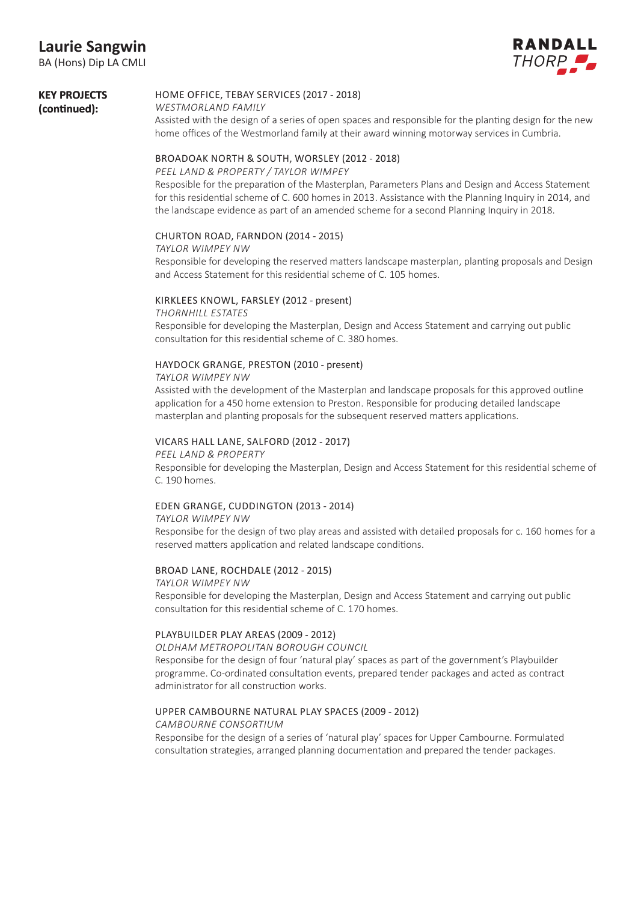# Laurie Sangwin

BA (Hons) Dip LA CMLI

**KEY PROJECTS (continued):**

HOME OFFICE, TEBAY SERVICES (2017 - 2018)
*WESTMORLAND FAMILY*
Assisted with the design of a series of open spaces and responsible for the planting design for the new home offices of the Westmorland family at their award winning motorway services in Cumbria.

BROADOAK NORTH & SOUTH, WORSLEY (2012 - 2018)
*PEEL LAND & PROPERTY / TAYLOR WIMPEY*
Resposible for the preparation of the Masterplan, Parameters Plans and Design and Access Statement for this residential scheme of C. 600 homes in 2013. Assistance with the Planning Inquiry in 2014, and the landscape evidence as part of an amended scheme for a second Planning Inquiry in 2018.

CHURTON ROAD, FARNDON (2014 - 2015)
*TAYLOR WIMPEY NW*
Responsible for developing the reserved matters landscape masterplan, planting proposals and Design and Access Statement for this residential scheme of C. 105 homes.

KIRKLEES KNOWL, FARSLEY (2012 - present)
*THORNHILL ESTATES*
Responsible for developing the Masterplan, Design and Access Statement and carrying out public consultation for this residential scheme of C. 380 homes.

HAYDOCK GRANGE, PRESTON (2010 - present)
*TAYLOR WIMPEY NW*
Assisted with the development of the Masterplan and landscape proposals for this approved outline application for a 450 home extension to Preston. Responsible for producing detailed landscape masterplan and planting proposals for the subsequent reserved matters applications.

VICARS HALL LANE, SALFORD (2012 - 2017)
*PEEL LAND & PROPERTY*
Responsible for developing the Masterplan, Design and Access Statement for this residential scheme of C. 190 homes.

EDEN GRANGE, CUDDINGTON (2013 - 2014)
*TAYLOR WIMPEY NW*
Responsibe for the design of two play areas and assisted with detailed proposals for c. 160 homes for a reserved matters application and related landscape conditions.

BROAD LANE, ROCHDALE (2012 - 2015)
*TAYLOR WIMPEY NW*
Responsible for developing the Masterplan, Design and Access Statement and carrying out public consultation for this residential scheme of C. 170 homes.

PLAYBUILDER PLAY AREAS (2009 - 2012)
*OLDHAM METROPOLITAN BOROUGH COUNCIL*
Responsibe for the design of four 'natural play' spaces as part of the government's Playbuilder programme. Co-ordinated consultation events, prepared tender packages and acted as contract administrator for all construction works.

UPPER CAMBOURNE NATURAL PLAY SPACES (2009 - 2012)
*CAMBOURNE CONSORTIUM*
Responsibe for the design of a series of 'natural play' spaces for Upper Cambourne. Formulated consultation strategies, arranged planning documentation and prepared the tender packages.